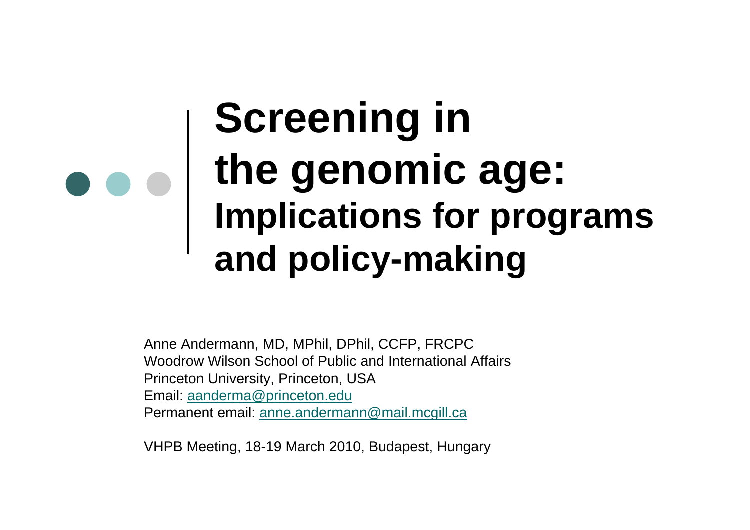# Screening in the genomic age: Implications for programs and policy-making

Anne Andermann, MD, MPhil, DPhil, CCFP, FRCPC
Woodrow Wilson School of Public and International Affairs
Princeton University, Princeton, USA
Email: aanderma@princeton.edu
Permanent email: anne.andermann@mail.mcgill.ca

VHPB Meeting, 18-19 March 2010, Budapest, Hungary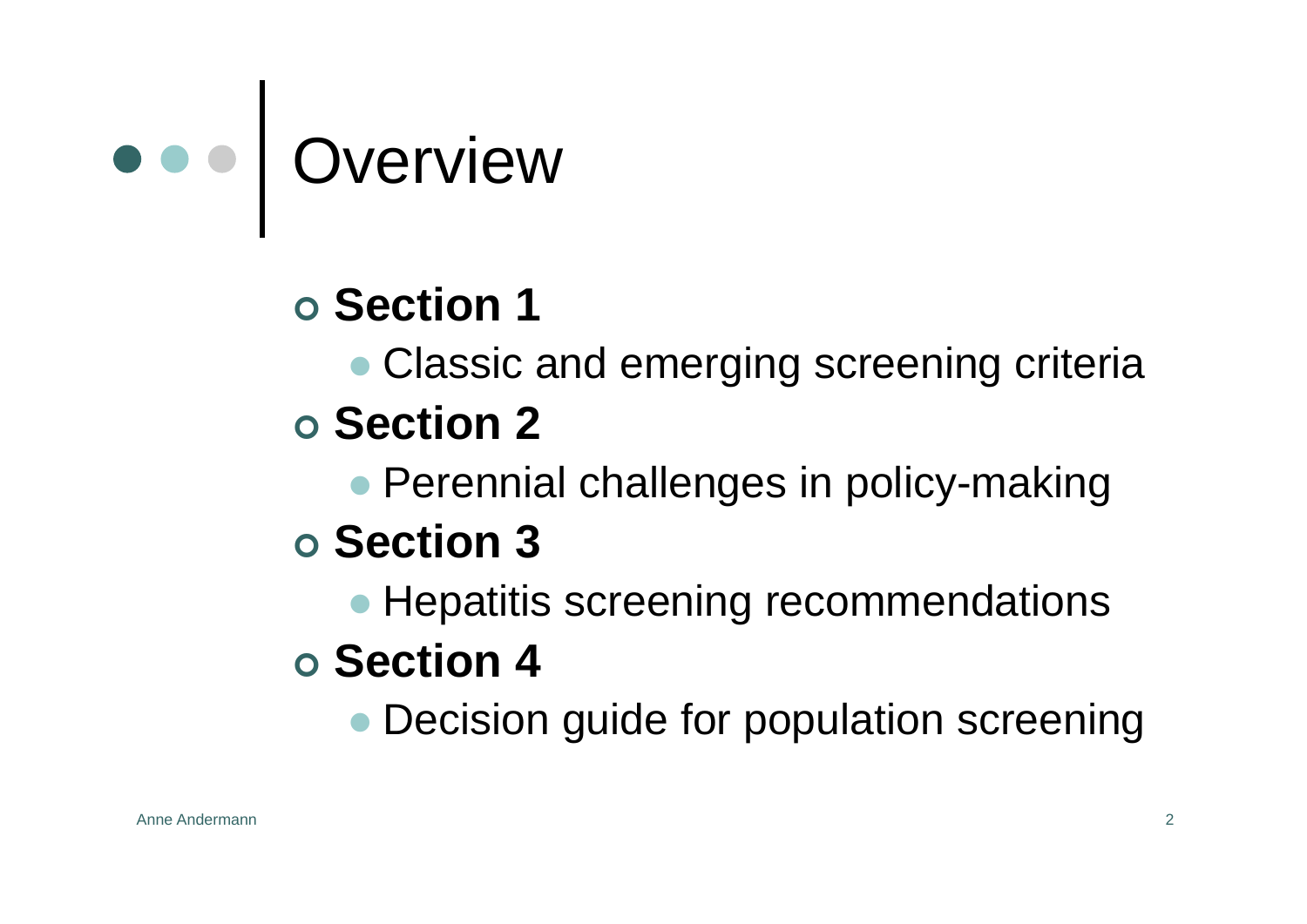# Overview

- **Section 1**
  - Classic and emerging screening criteria
- **Section 2**
  - Perennial challenges in policy-making
- **Section 3**
  - Hepatitis screening recommendations
- **Section 4**
  - Decision guide for population screening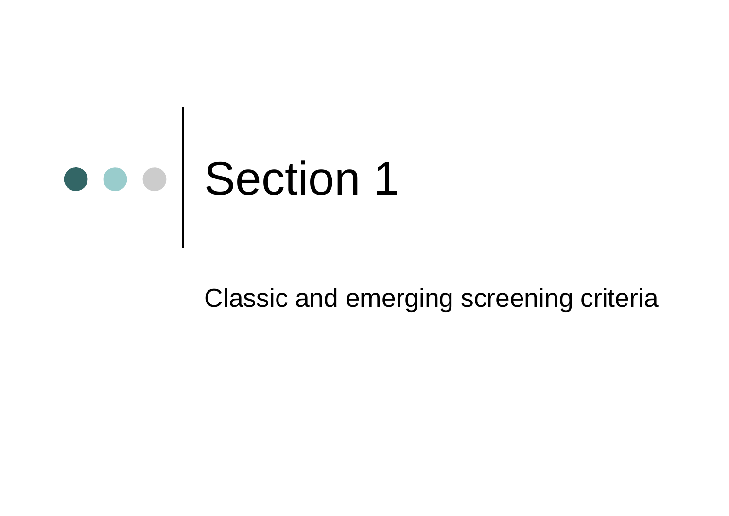# Section 1

Classic and emerging screening criteria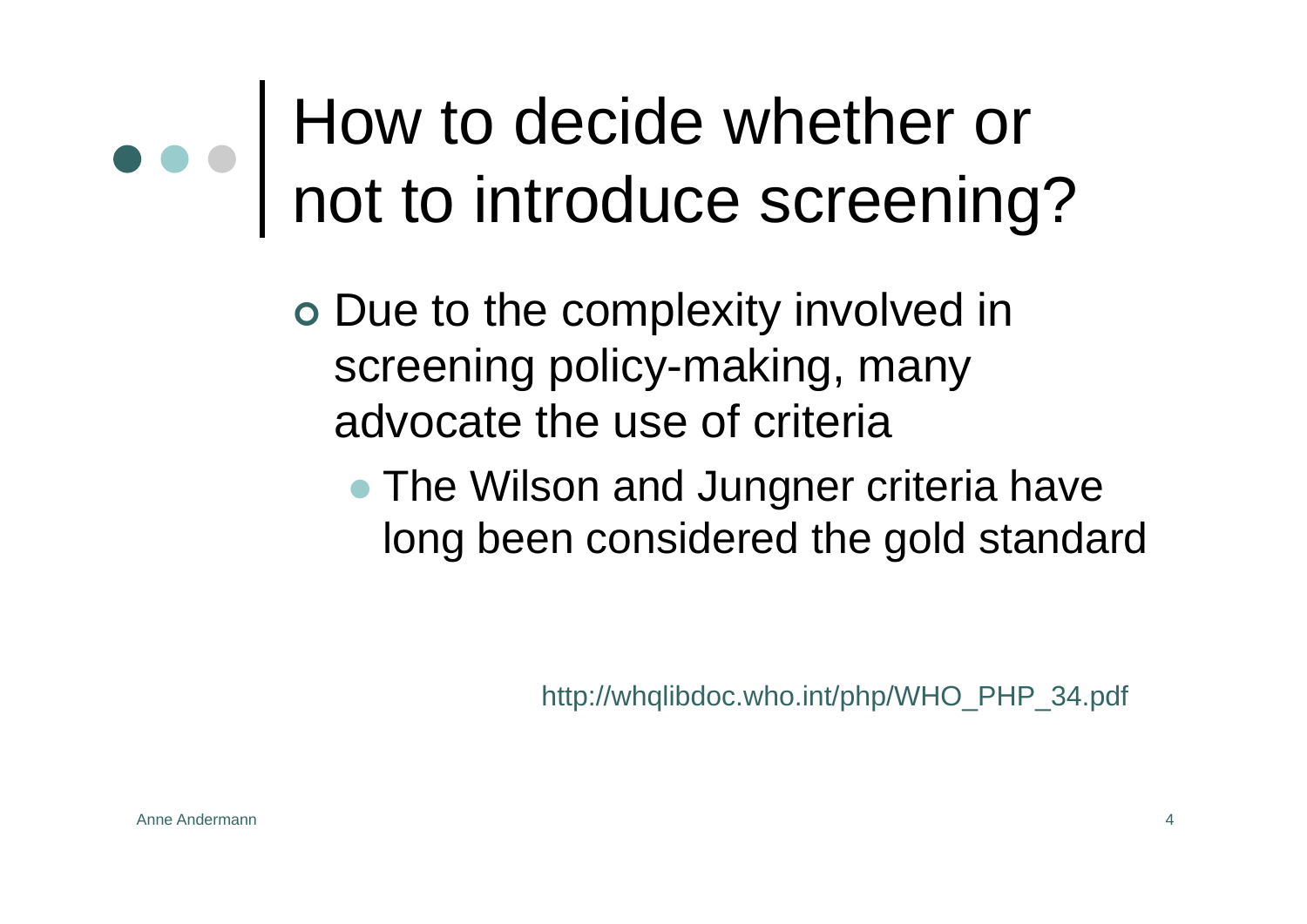# How to decide whether or not to introduce screening?

- Due to the complexity involved in screening policy-making, many advocate the use of criteria
  - The Wilson and Jungner criteria have long been considered the gold standard

http://whqlibdoc.who.int/php/WHO_PHP_34.pdf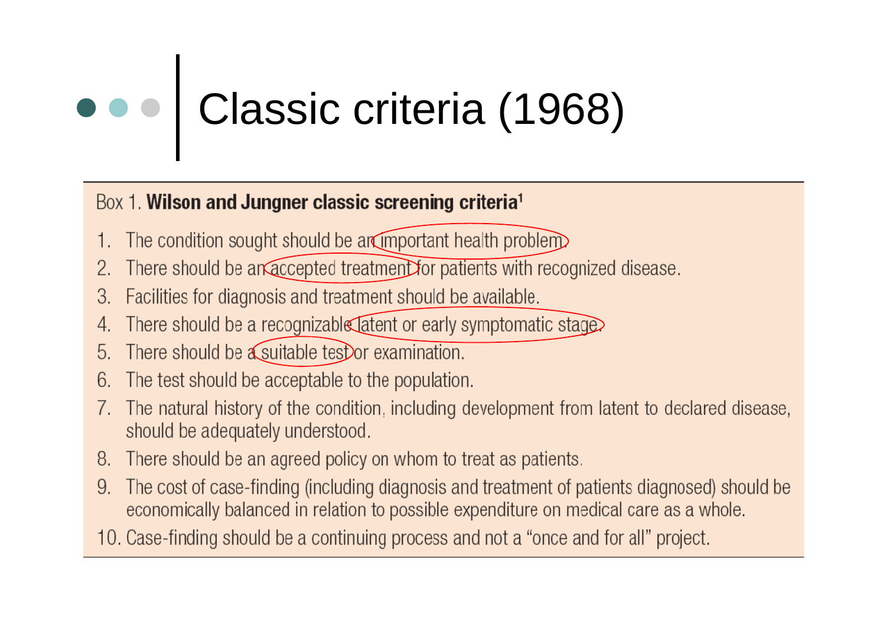# Classic criteria (1968)

Box 1. **Wilson and Jungner classic screening criteria**[1]

1. The condition sought should be an important health problem.
2. There should be an accepted treatment for patients with recognized disease.
3. Facilities for diagnosis and treatment should be available.
4. There should be a recognizable latent or early symptomatic stage.
5. There should be a suitable test or examination.
6. The test should be acceptable to the population.
7. The natural history of the condition, including development from latent to declared disease, should be adequately understood.
8. There should be an agreed policy on whom to treat as patients.
9. The cost of case-finding (including diagnosis and treatment of patients diagnosed) should be economically balanced in relation to possible expenditure on medical care as a whole.
10. Case-finding should be a continuing process and not a "once and for all" project.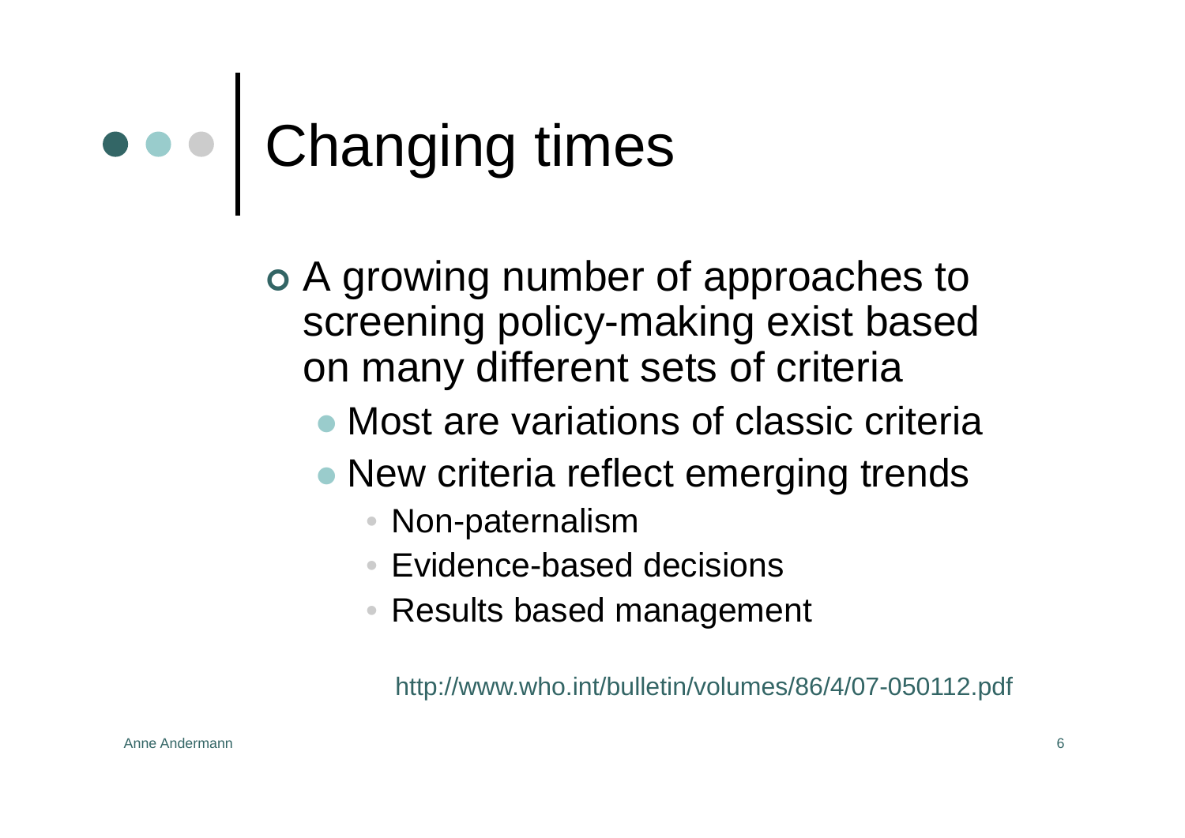# Changing times

- A growing number of approaches to screening policy-making exist based on many different sets of criteria
  - Most are variations of classic criteria
  - New criteria reflect emerging trends
    - Non-paternalism
    - Evidence-based decisions
    - Results based management

http://www.who.int/bulletin/volumes/86/4/07-050112.pdf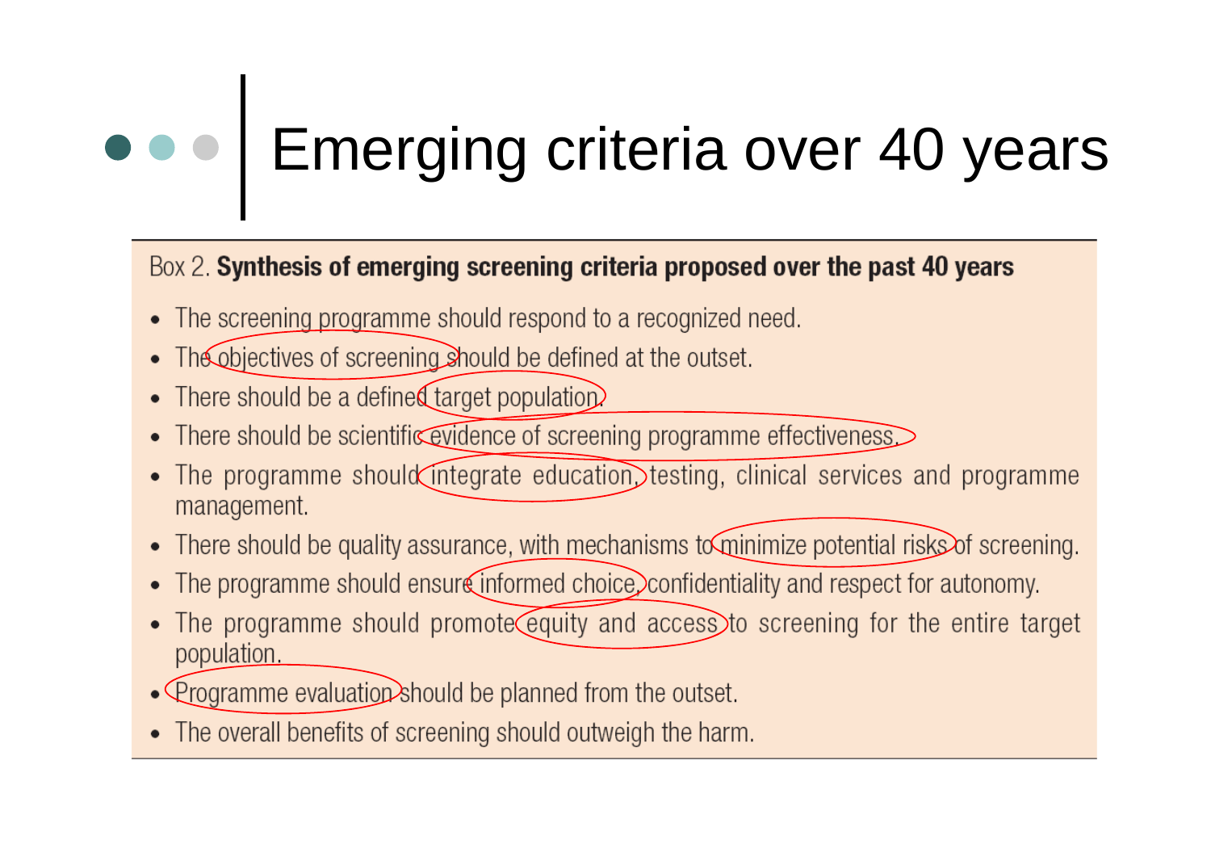# Emerging criteria over 40 years

Box 2. **Synthesis of emerging screening criteria proposed over the past 40 years**

- The screening programme should respond to a recognized need.
- The objectives of screening should be defined at the outset.
- There should be a defined target population.
- There should be scientific evidence of screening programme effectiveness.
- The programme should integrate education, testing, clinical services and programme management.
- There should be quality assurance, with mechanisms to minimize potential risks of screening.
- The programme should ensure informed choice, confidentiality and respect for autonomy.
- The programme should promote equity and access to screening for the entire target population.
- Programme evaluation should be planned from the outset.
- The overall benefits of screening should outweigh the harm.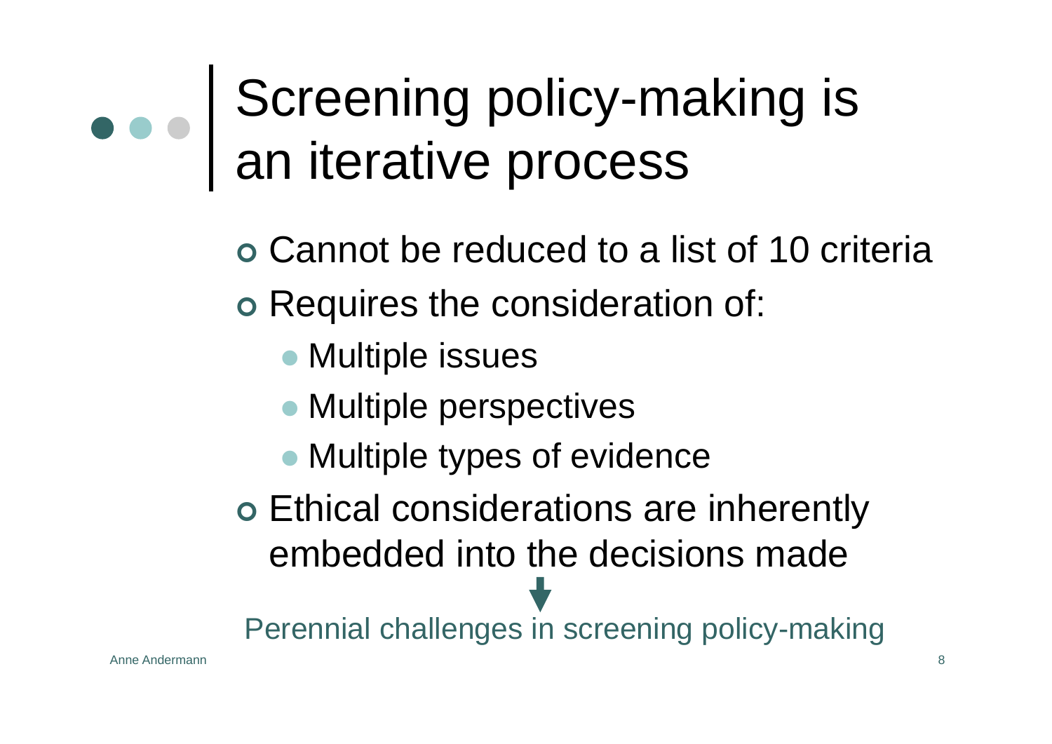# Screening policy-making is an iterative process

- Cannot be reduced to a list of 10 criteria
- Requires the consideration of:
  - Multiple issues
  - Multiple perspectives
  - Multiple types of evidence
- Ethical considerations are inherently embedded into the decisions made

↓

Perennial challenges in screening policy-making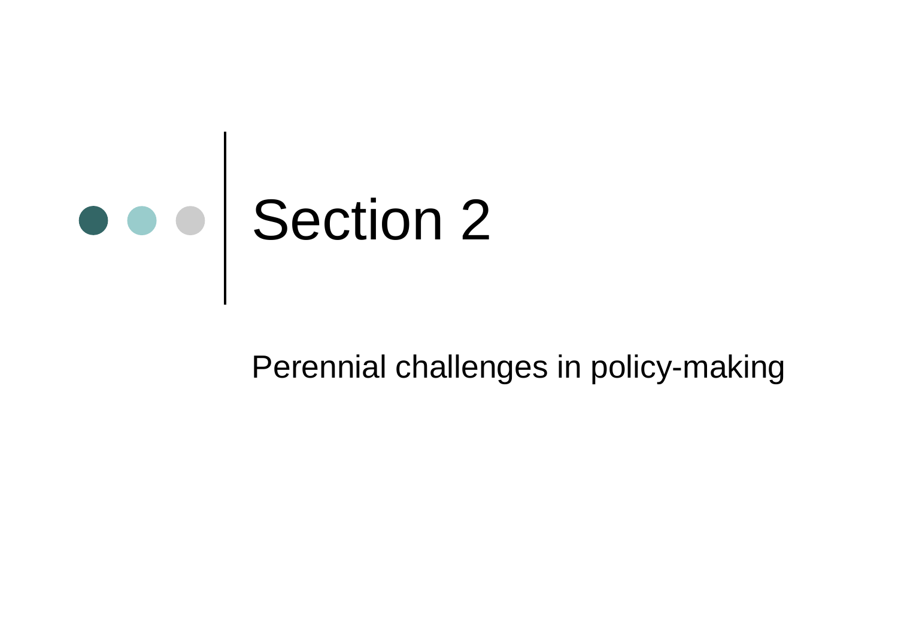# Section 2

Perennial challenges in policy-making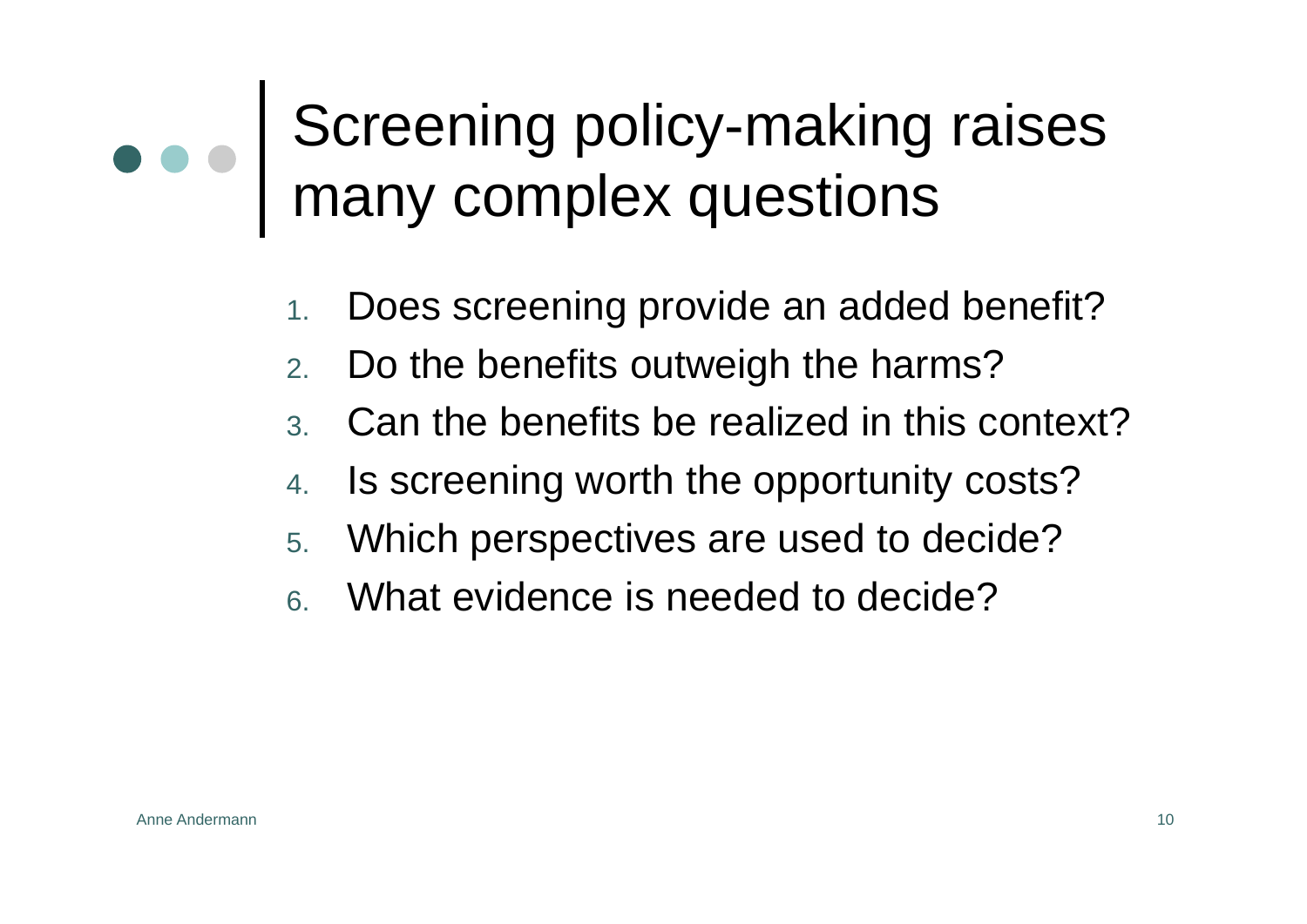# Screening policy-making raises many complex questions

1. Does screening provide an added benefit?
2. Do the benefits outweigh the harms?
3. Can the benefits be realized in this context?
4. Is screening worth the opportunity costs?
5. Which perspectives are used to decide?
6. What evidence is needed to decide?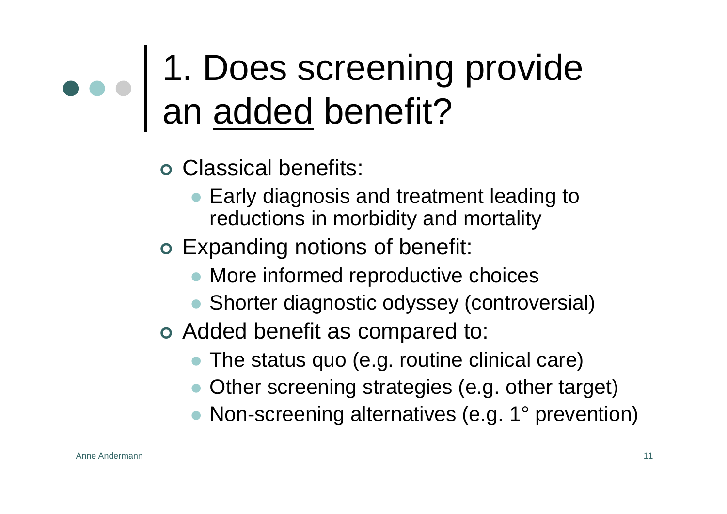# 1. Does screening provide an <u>added</u> benefit?

- Classical benefits:
  - Early diagnosis and treatment leading to reductions in morbidity and mortality
- Expanding notions of benefit:
  - More informed reproductive choices
  - Shorter diagnostic odyssey (controversial)
- Added benefit as compared to:
  - The status quo (e.g. routine clinical care)
  - Other screening strategies (e.g. other target)
  - Non-screening alternatives (e.g. 1° prevention)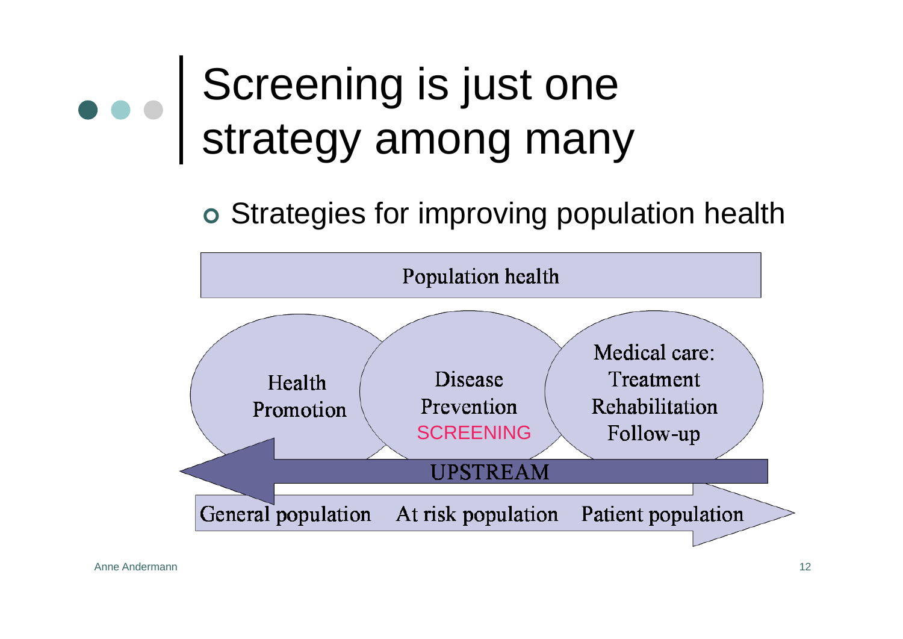# Screening is just one strategy among many

- Strategies for improving population health

Population health

Health Promotion

Disease Prevention
SCREENING

Medical care:
Treatment
Rehabilitation
Follow-up

UPSTREAM

General population | At risk population | Patient population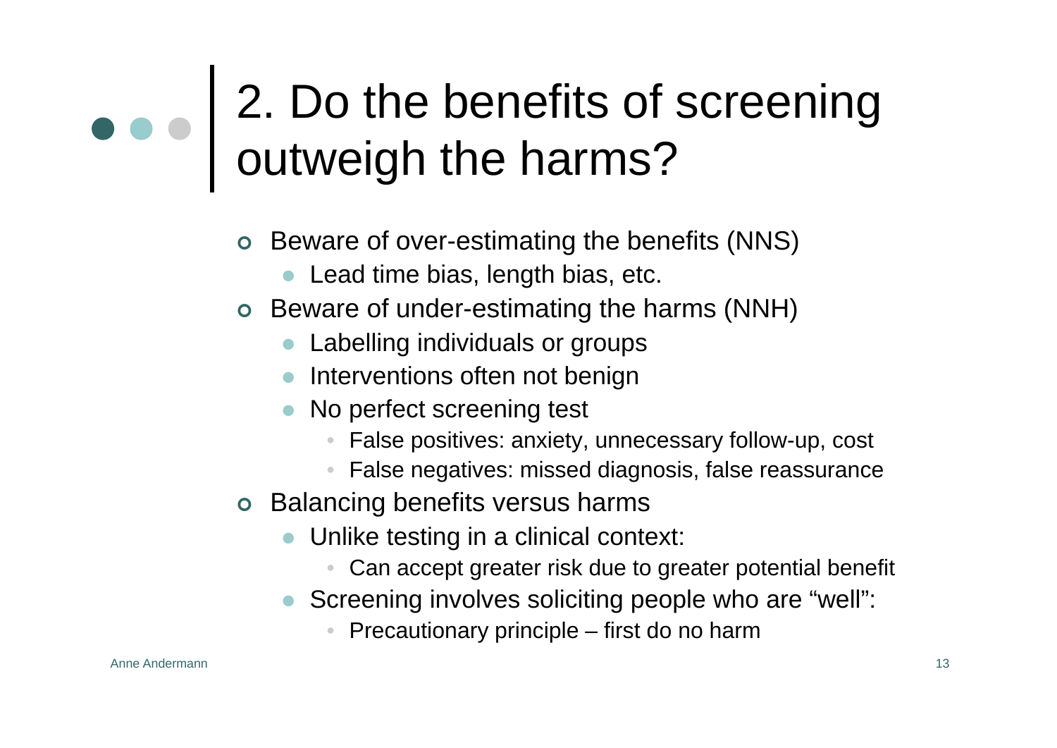# 2. Do the benefits of screening outweigh the harms?

- Beware of over-estimating the benefits (NNS)
  - Lead time bias, length bias, etc.
- Beware of under-estimating the harms (NNH)
  - Labelling individuals or groups
  - Interventions often not benign
  - No perfect screening test
    - False positives: anxiety, unnecessary follow-up, cost
    - False negatives: missed diagnosis, false reassurance
- Balancing benefits versus harms
  - Unlike testing in a clinical context:
    - Can accept greater risk due to greater potential benefit
  - Screening involves soliciting people who are "well":
    - Precautionary principle – first do no harm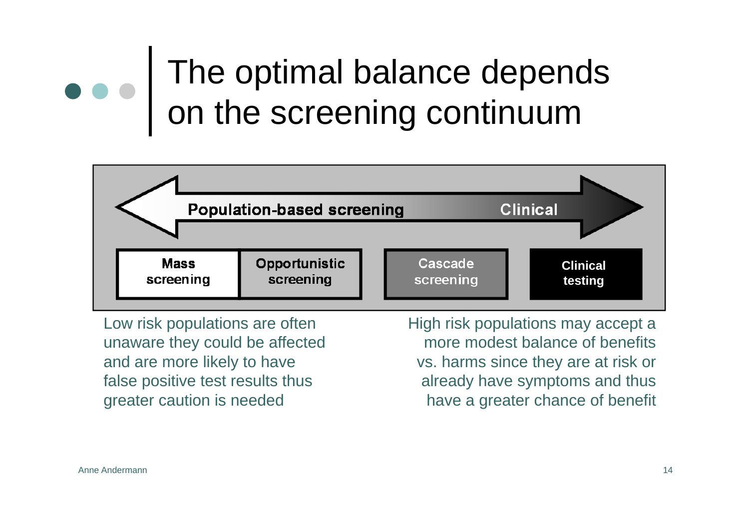# The optimal balance depends on the screening continuum

Population-based screening ←→ Clinical

| Mass screening | Opportunistic screening | Cascade screening | Clinical testing |
|---|---|---|---|

Low risk populations are often unaware they could be affected and are more likely to have false positive test results thus greater caution is needed

High risk populations may accept a more modest balance of benefits vs. harms since they are at risk or already have symptoms and thus have a greater chance of benefit

Anne Andermann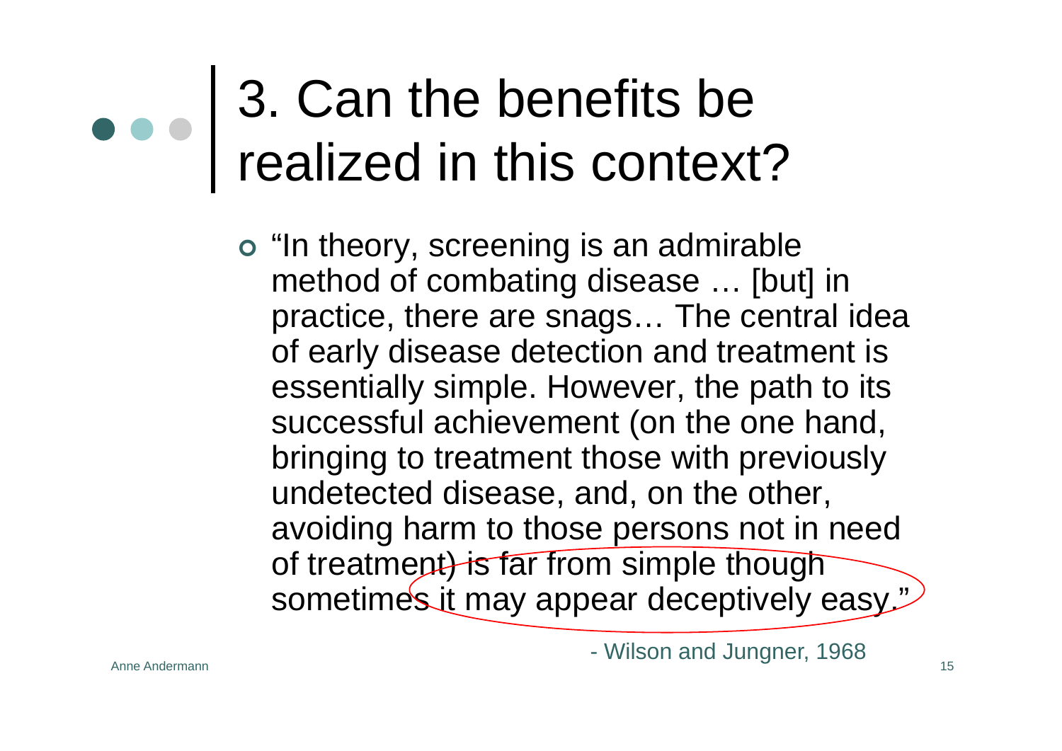# 3. Can the benefits be realized in this context?

- "In theory, screening is an admirable method of combating disease … [but] in practice, there are snags… The central idea of early disease detection and treatment is essentially simple. However, the path to its successful achievement (on the one hand, bringing to treatment those with previously undetected disease, and, on the other, avoiding harm to those persons not in need of treatment) is far from simple though sometimes it may appear deceptively easy."

- Wilson and Jungner, 1968

Anne Andermann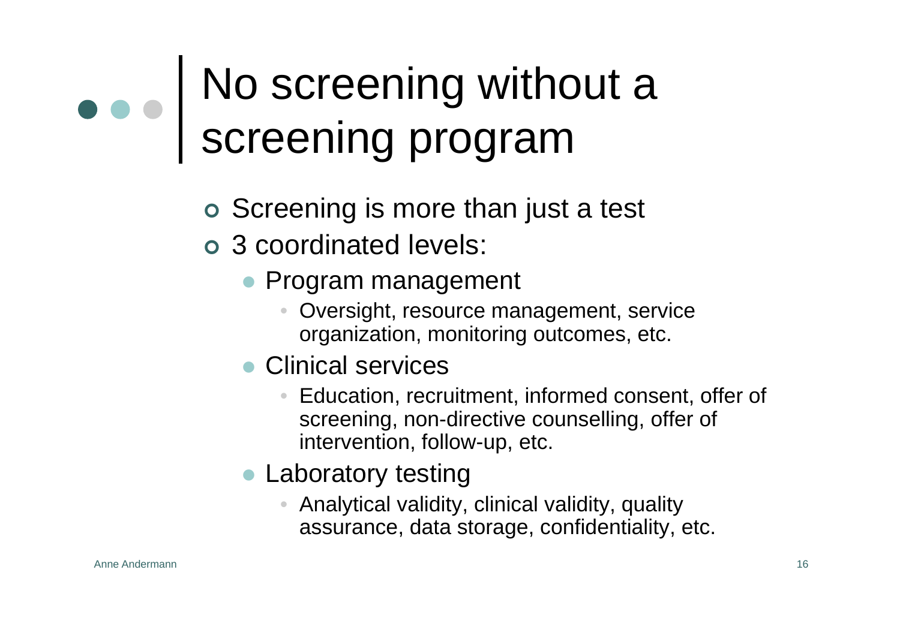# No screening without a screening program

- Screening is more than just a test
- 3 coordinated levels:
  - Program management
    - Oversight, resource management, service organization, monitoring outcomes, etc.
  - Clinical services
    - Education, recruitment, informed consent, offer of screening, non-directive counselling, offer of intervention, follow-up, etc.
  - Laboratory testing
    - Analytical validity, clinical validity, quality assurance, data storage, confidentiality, etc.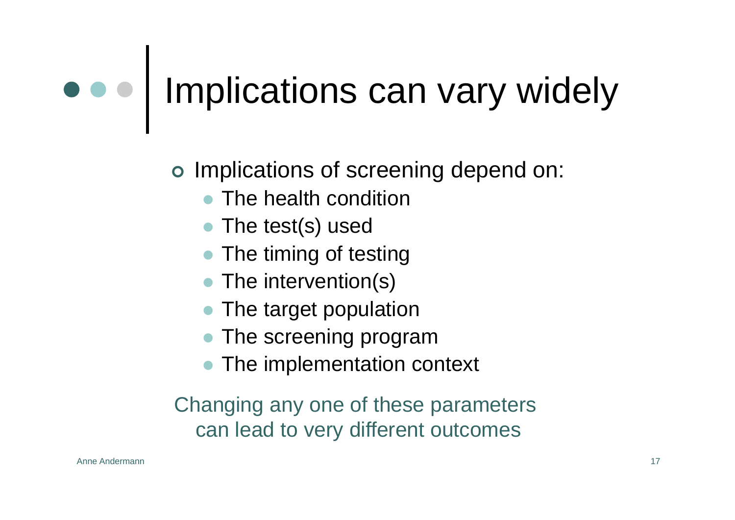# Implications can vary widely

- Implications of screening depend on:
  - The health condition
  - The test(s) used
  - The timing of testing
  - The intervention(s)
  - The target population
  - The screening program
  - The implementation context

Changing any one of these parameters can lead to very different outcomes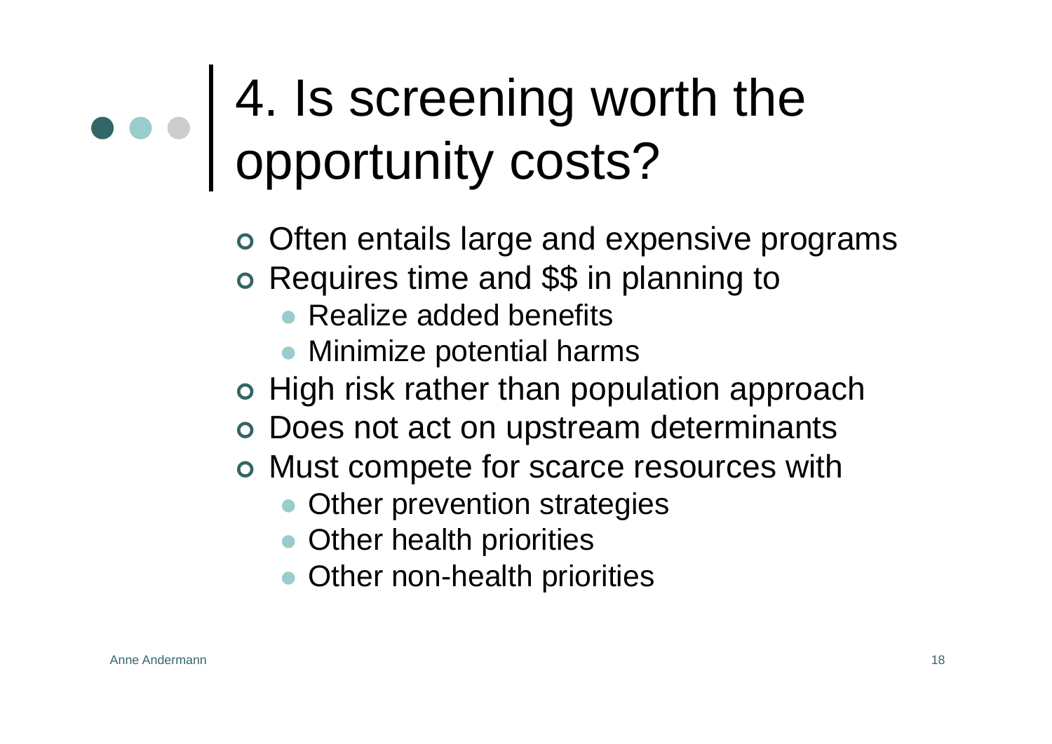# 4. Is screening worth the opportunity costs?

- Often entails large and expensive programs
- Requires time and $$ in planning to
  - Realize added benefits
  - Minimize potential harms
- High risk rather than population approach
- Does not act on upstream determinants
- Must compete for scarce resources with
  - Other prevention strategies
  - Other health priorities
  - Other non-health priorities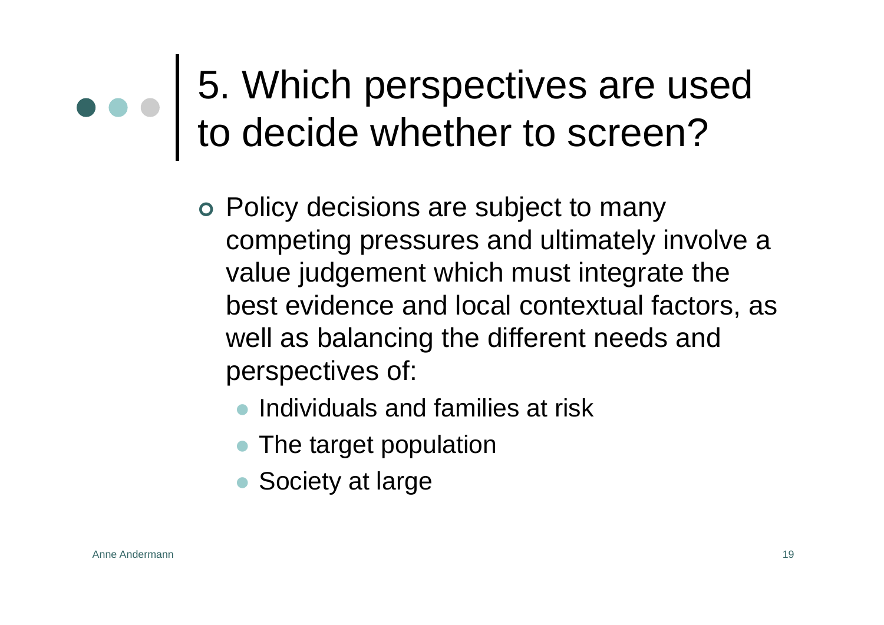# 5. Which perspectives are used to decide whether to screen?

- Policy decisions are subject to many competing pressures and ultimately involve a value judgement which must integrate the best evidence and local contextual factors, as well as balancing the different needs and perspectives of:
  - Individuals and families at risk
  - The target population
  - Society at large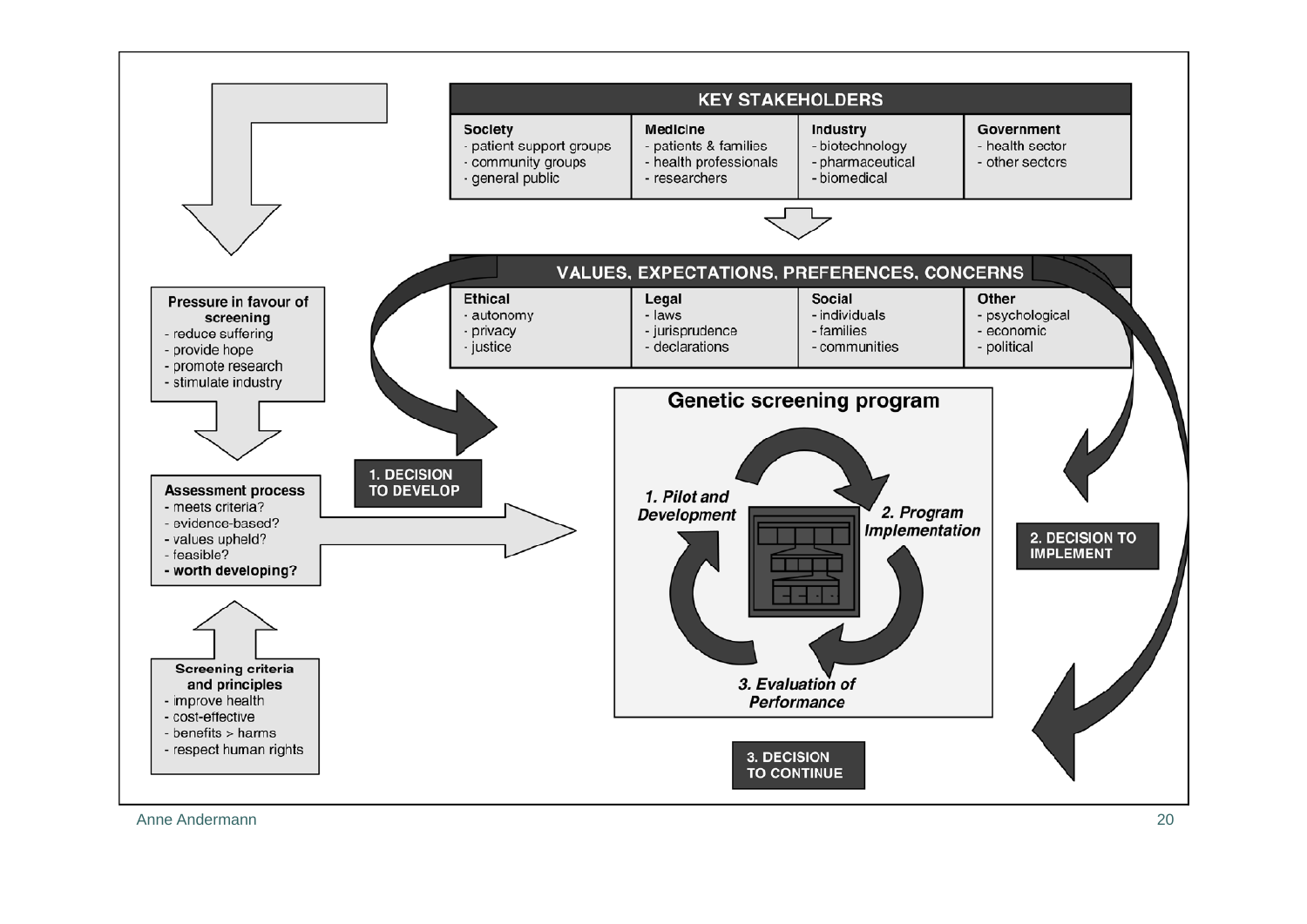## KEY STAKEHOLDERS

| Society | Medicine | Industry | Government |
| --- | --- | --- | --- |
| - patient support groups<br>- community groups<br>- general public | - patients & families<br>- health professionals<br>- researchers | - biotechnology<br>- pharmaceutical<br>- biomedical | - health sector<br>- other sectors |

## VALUES, EXPECTATIONS, PREFERENCES, CONCERNS

| Ethical | Legal | Social | Other |
| --- | --- | --- | --- |
| - autonomy<br>- privacy<br>- justice | - laws<br>- jurisprudence<br>- declarations | - individuals<br>- families<br>- communities | - psychological<br>- economic<br>- political |

**Pressure in favour of screening**
- reduce suffering
- provide hope
- promote research
- stimulate industry

**Assessment process**
- meets criteria?
- evidence-based?
- values upheld?
- feasible?
- **worth developing?**

**Screening criteria and principles**
- improve health
- cost-effective
- benefits > harms
- respect human rights

**1. DECISION TO DEVELOP**

## Genetic screening program

*1. Pilot and Development*

*2. Program Implementation*

*3. Evaluation of Performance*

**2. DECISION TO IMPLEMENT**

**3. DECISION TO CONTINUE**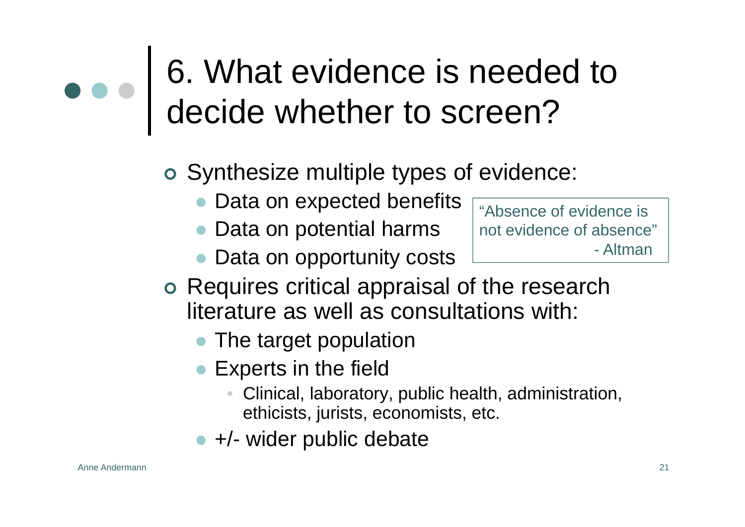# 6. What evidence is needed to decide whether to screen?

- Synthesize multiple types of evidence:
  - Data on expected benefits
  - Data on potential harms
  - Data on opportunity costs

> "Absence of evidence is not evidence of absence"
> - Altman

- Requires critical appraisal of the research literature as well as consultations with:
  - The target population
  - Experts in the field
    - Clinical, laboratory, public health, administration, ethicists, jurists, economists, etc.
  - +/- wider public debate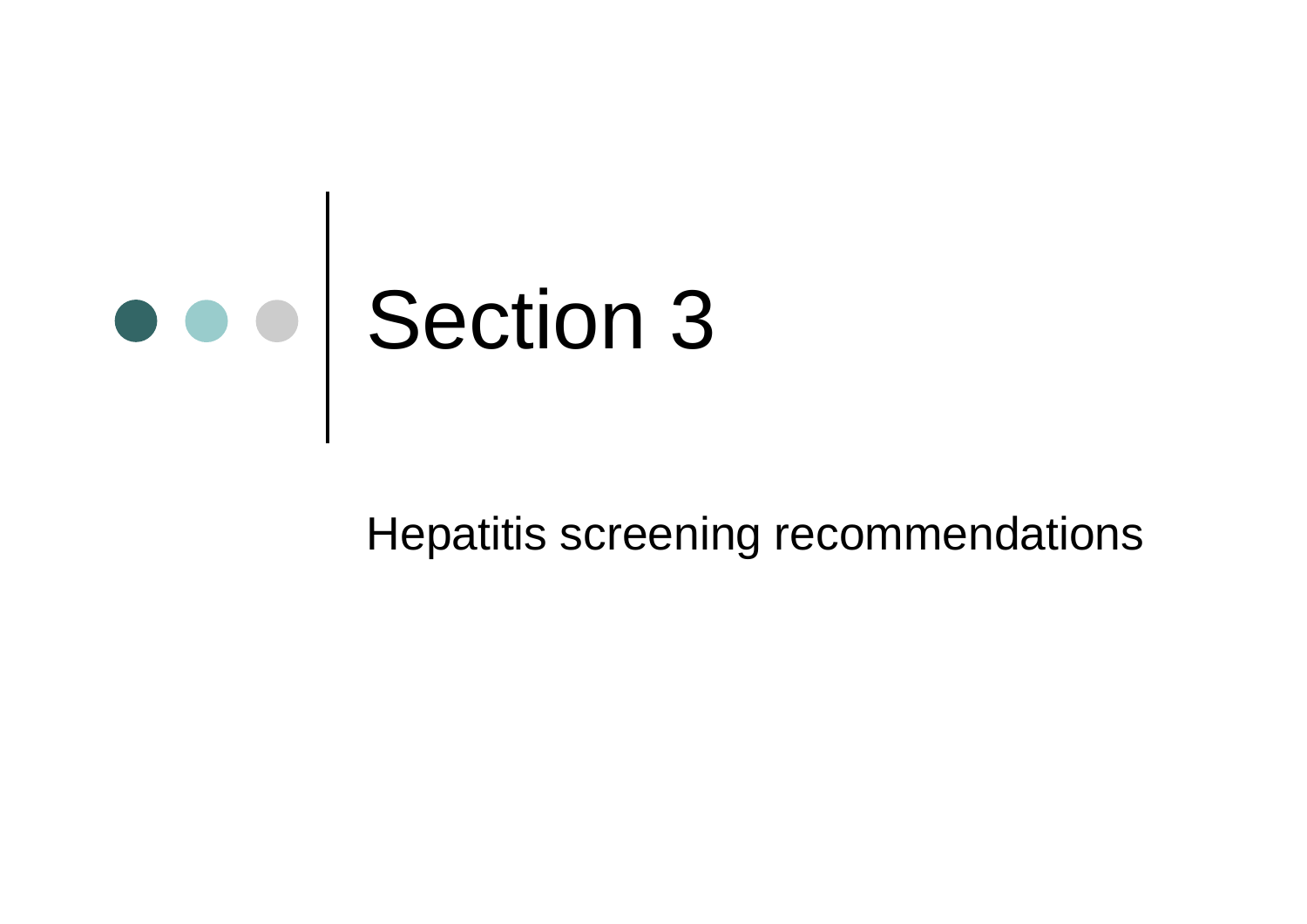# Section 3

Hepatitis screening recommendations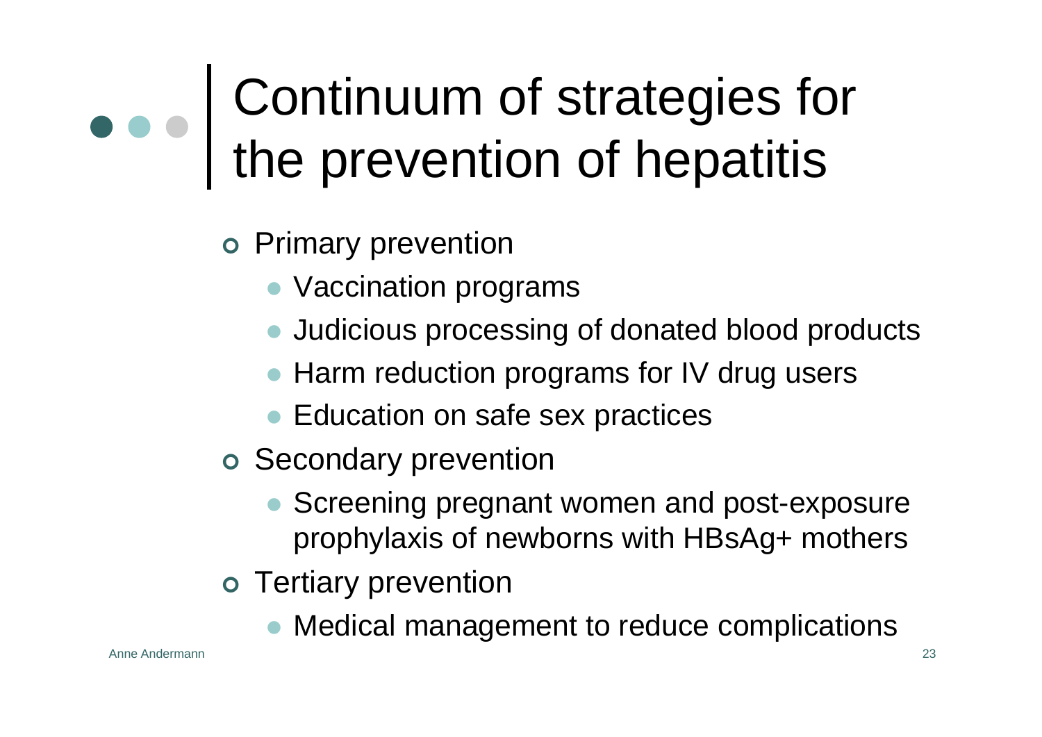# Continuum of strategies for the prevention of hepatitis

- Primary prevention
  - Vaccination programs
  - Judicious processing of donated blood products
  - Harm reduction programs for IV drug users
  - Education on safe sex practices
- Secondary prevention
  - Screening pregnant women and post-exposure prophylaxis of newborns with HBsAg+ mothers
- Tertiary prevention
  - Medical management to reduce complications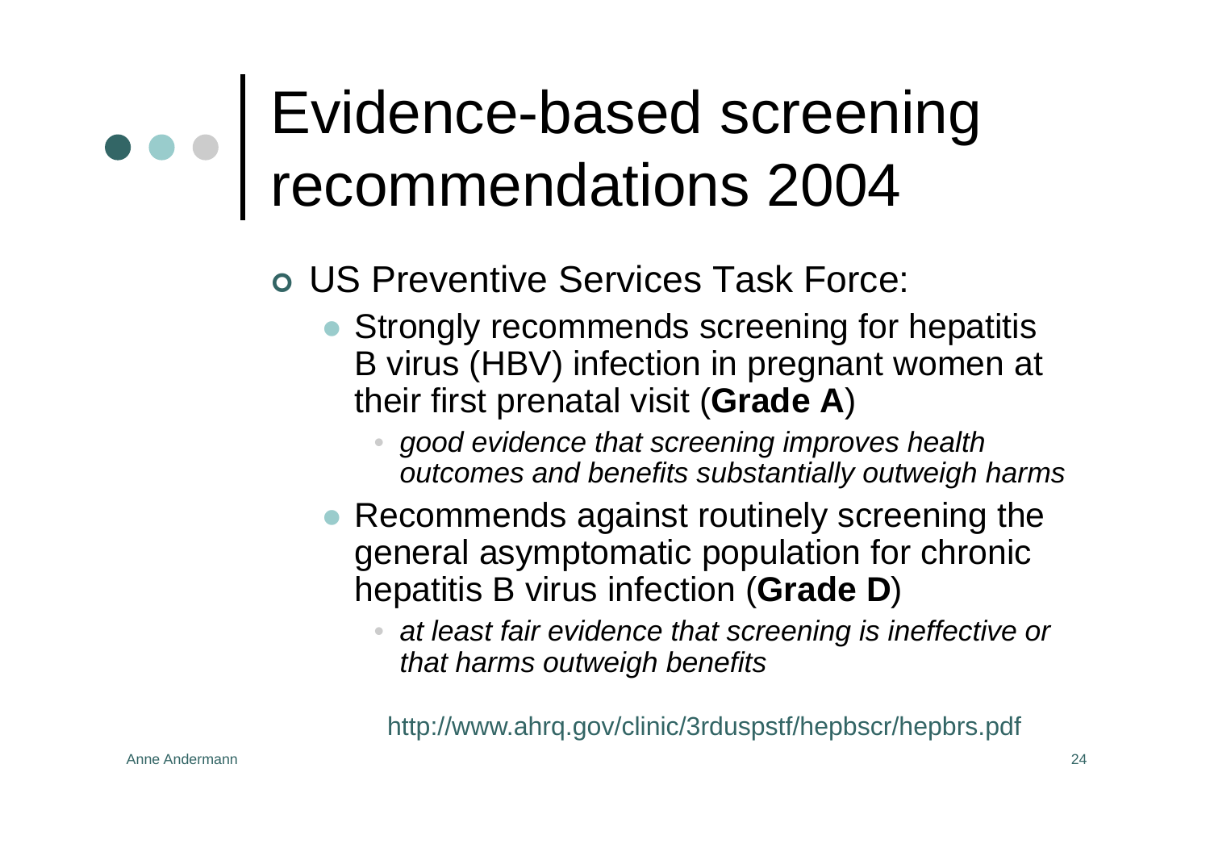# Evidence-based screening recommendations 2004

- US Preventive Services Task Force:
  - Strongly recommends screening for hepatitis B virus (HBV) infection in pregnant women at their first prenatal visit (**Grade A**)
    - *good evidence that screening improves health outcomes and benefits substantially outweigh harms*
  - Recommends against routinely screening the general asymptomatic population for chronic hepatitis B virus infection (**Grade D**)
    - *at least fair evidence that screening is ineffective or that harms outweigh benefits*

http://www.ahrq.gov/clinic/3rduspstf/hepbscr/hepbrs.pdf

Anne Andermann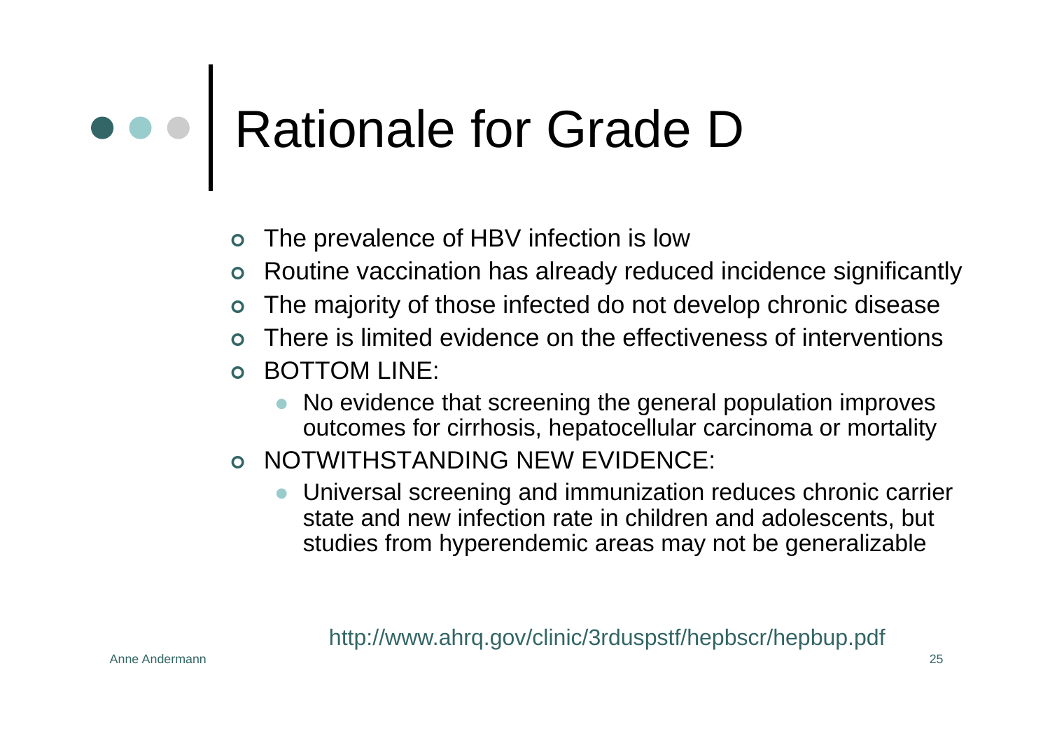# Rationale for Grade D

- The prevalence of HBV infection is low
- Routine vaccination has already reduced incidence significantly
- The majority of those infected do not develop chronic disease
- There is limited evidence on the effectiveness of interventions
- BOTTOM LINE:
  - No evidence that screening the general population improves outcomes for cirrhosis, hepatocellular carcinoma or mortality
- NOTWITHSTANDING NEW EVIDENCE:
  - Universal screening and immunization reduces chronic carrier state and new infection rate in children and adolescents, but studies from hyperendemic areas may not be generalizable

http://www.ahrq.gov/clinic/3rduspstf/hepbscr/hepbup.pdf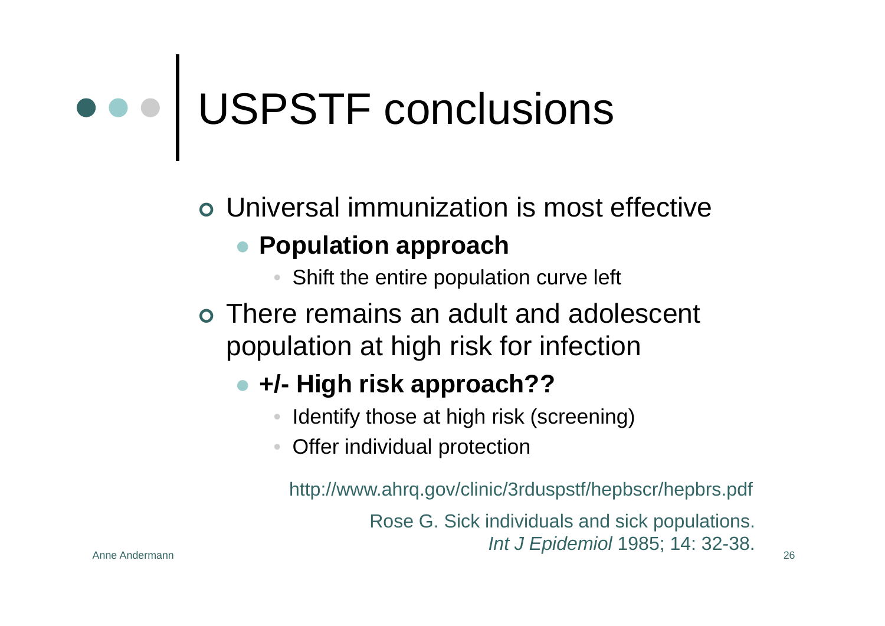# USPSTF conclusions

- Universal immunization is most effective
  - **Population approach**
    - Shift the entire population curve left
- There remains an adult and adolescent population at high risk for infection
  - **+/- High risk approach??**
    - Identify those at high risk (screening)
    - Offer individual protection

http://www.ahrq.gov/clinic/3rduspstf/hepbscr/hepbrs.pdf

Rose G. Sick individuals and sick populations. *Int J Epidemiol* 1985; 14: 32-38.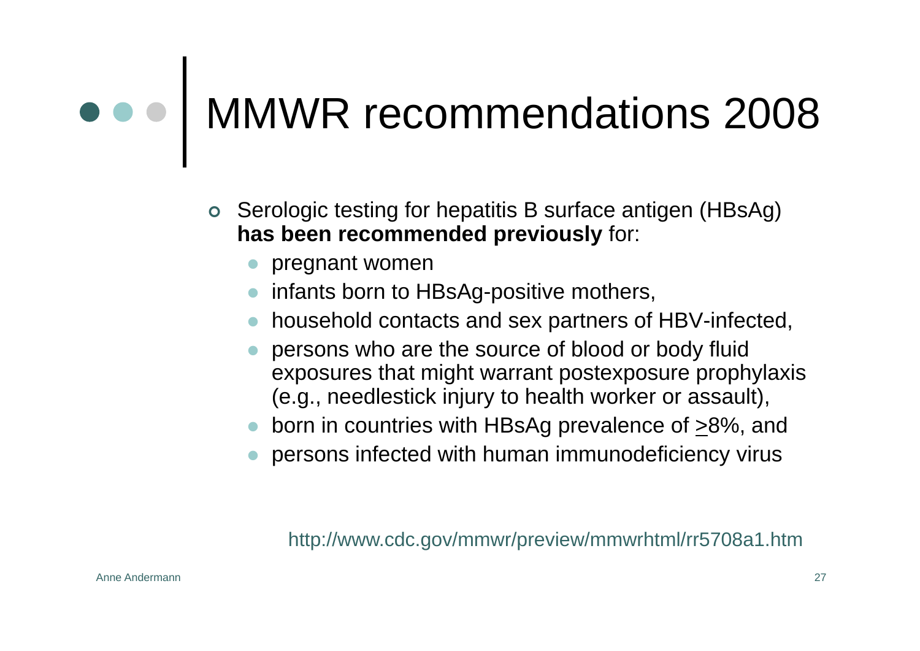# MMWR recommendations 2008

- Serologic testing for hepatitis B surface antigen (HBsAg) **has been recommended previously** for:
  - pregnant women
  - infants born to HBsAg-positive mothers,
  - household contacts and sex partners of HBV-infected,
  - persons who are the source of blood or body fluid exposures that might warrant postexposure prophylaxis (e.g., needlestick injury to health worker or assault),
  - born in countries with HBsAg prevalence of $\geq$8%, and
  - persons infected with human immunodeficiency virus

http://www.cdc.gov/mmwr/preview/mmwrhtml/rr5708a1.htm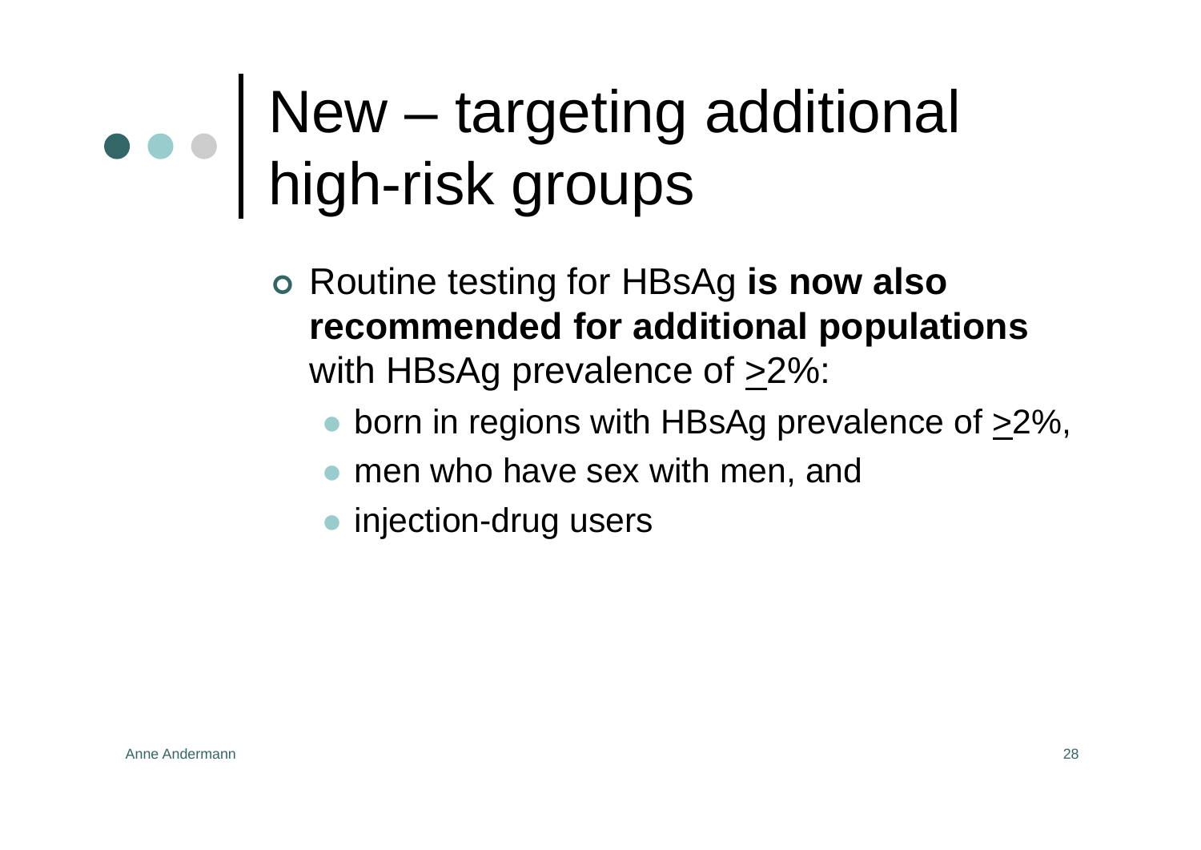# New – targeting additional high-risk groups

- Routine testing for HBsAg **is now also recommended for additional populations** with HBsAg prevalence of ≥2%:
  - born in regions with HBsAg prevalence of ≥2%,
  - men who have sex with men, and
  - injection-drug users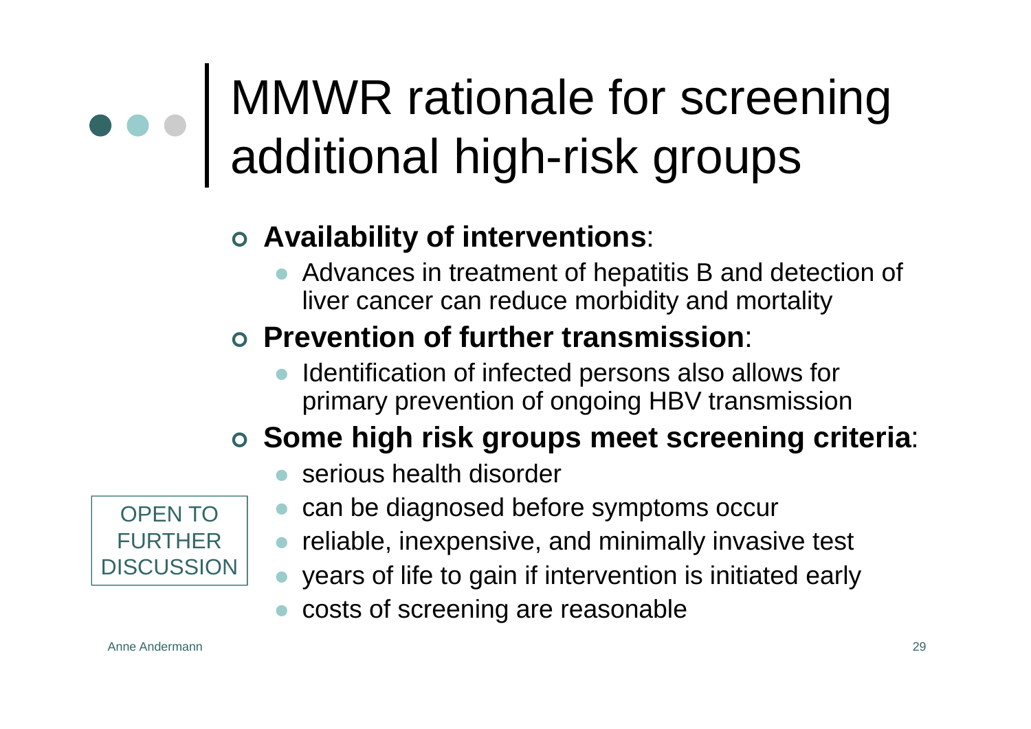# MMWR rationale for screening additional high-risk groups

- **Availability of interventions**:
  - Advances in treatment of hepatitis B and detection of liver cancer can reduce morbidity and mortality
- **Prevention of further transmission**:
  - Identification of infected persons also allows for primary prevention of ongoing HBV transmission
- **Some high risk groups meet screening criteria**:
  - serious health disorder
  - can be diagnosed before symptoms occur
  - reliable, inexpensive, and minimally invasive test
  - years of life to gain if intervention is initiated early
  - costs of screening are reasonable

OPEN TO FURTHER DISCUSSION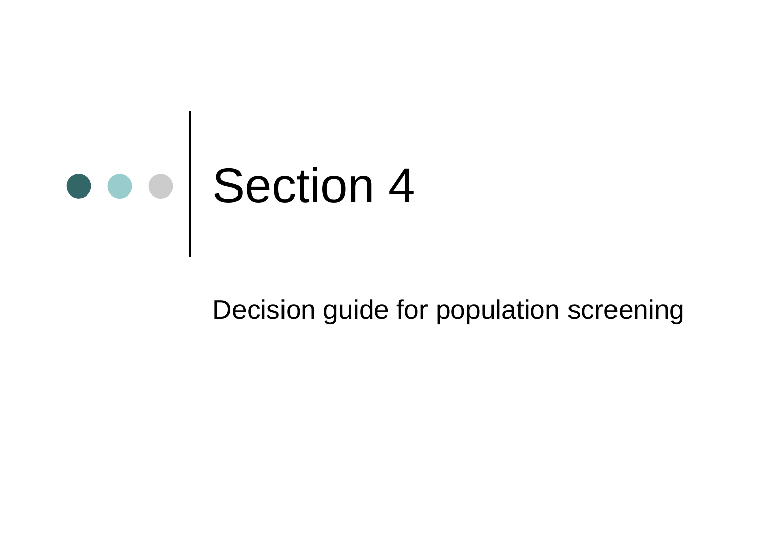# Section 4

Decision guide for population screening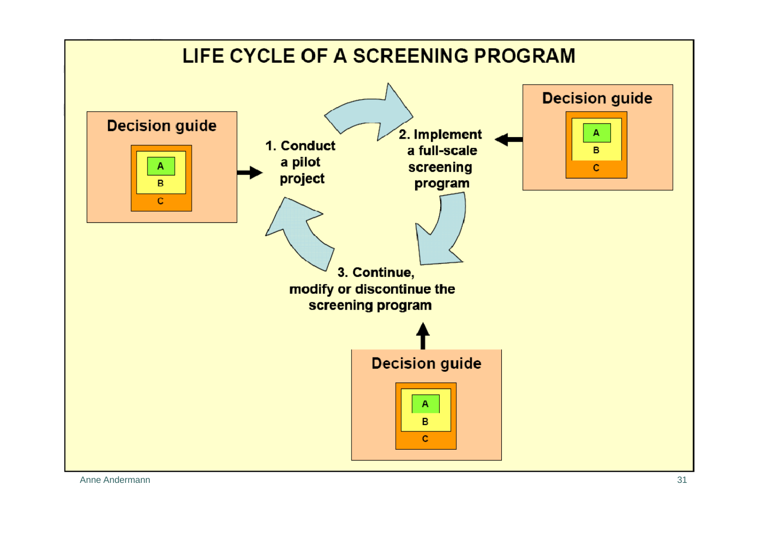# LIFE CYCLE OF A SCREENING PROGRAM

Decision guide

A
B
C

1. Conduct a pilot project

2. Implement a full-scale screening program

Decision guide

A
B
C

3. Continue, modify or discontinue the screening program

Decision guide

A
B
C

Anne Andermann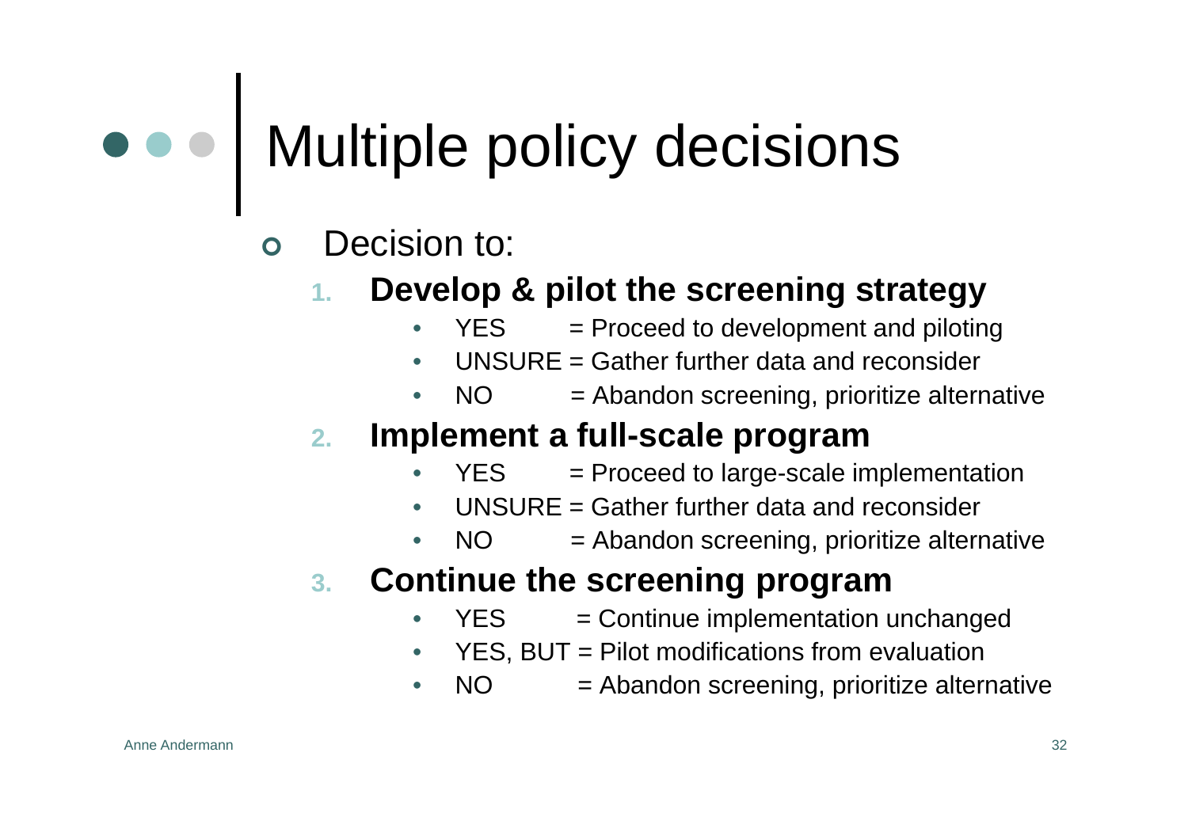# Multiple policy decisions

- Decision to:
  1. **Develop & pilot the screening strategy**
     - YES = Proceed to development and piloting
     - UNSURE = Gather further data and reconsider
     - NO = Abandon screening, prioritize alternative
  2. **Implement a full-scale program**
     - YES = Proceed to large-scale implementation
     - UNSURE = Gather further data and reconsider
     - NO = Abandon screening, prioritize alternative
  3. **Continue the screening program**
     - YES = Continue implementation unchanged
     - YES, BUT = Pilot modifications from evaluation
     - NO = Abandon screening, prioritize alternative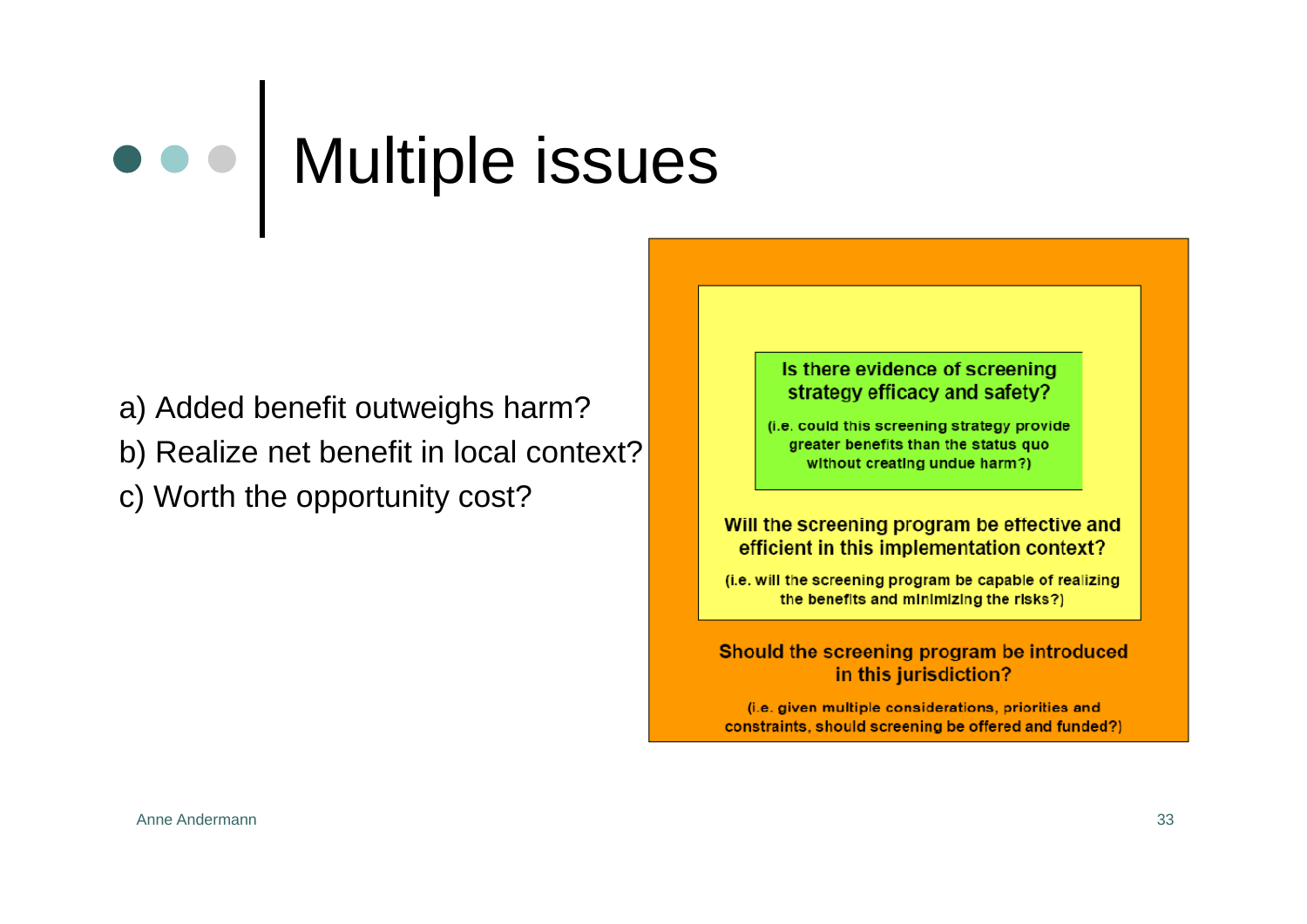# Multiple issues

a) Added benefit outweighs harm?
b) Realize net benefit in local context?
c) Worth the opportunity cost?

**Is there evidence of screening strategy efficacy and safety?**

**(i.e. could this screening strategy provide greater benefits than the status quo without creating undue harm?)**

**Will the screening program be effective and efficient in this implementation context?**

**(i.e. will the screening program be capable of realizing the benefits and minimizing the risks?)**

**Should the screening program be introduced in this jurisdiction?**

**(i.e. given multiple considerations, priorities and constraints, should screening be offered and funded?)**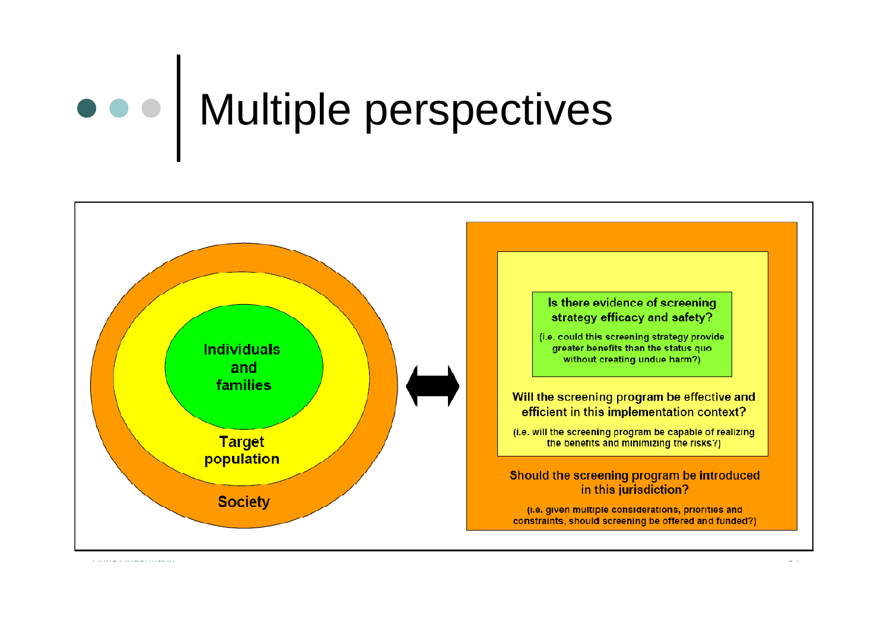# Multiple perspectives

Individuals and families

Target population

Society

**Is there evidence of screening strategy efficacy and safety?**

(i.e. could this screening strategy provide greater benefits than the status quo without creating undue harm?)

**Will the screening program be effective and efficient in this implementation context?**

(i.e. will the screening program be capable of realizing the benefits and minimizing the risks?)

**Should the screening program be introduced in this jurisdiction?**

(i.e. given multiple considerations, priorities and constraints, should screening be offered and funded?)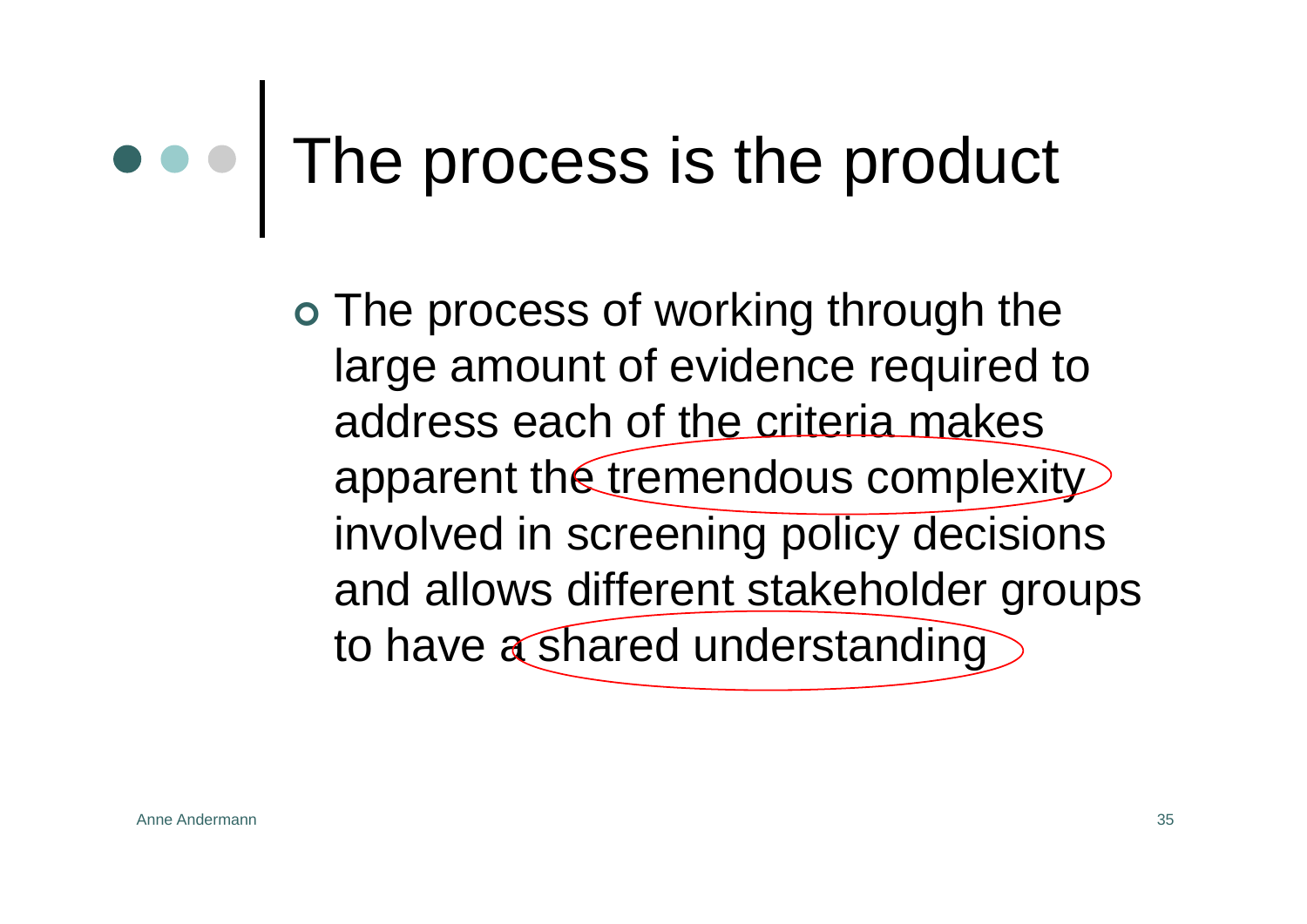# The process is the product

- The process of working through the large amount of evidence required to address each of the criteria makes apparent the tremendous complexity involved in screening policy decisions and allows different stakeholder groups to have a shared understanding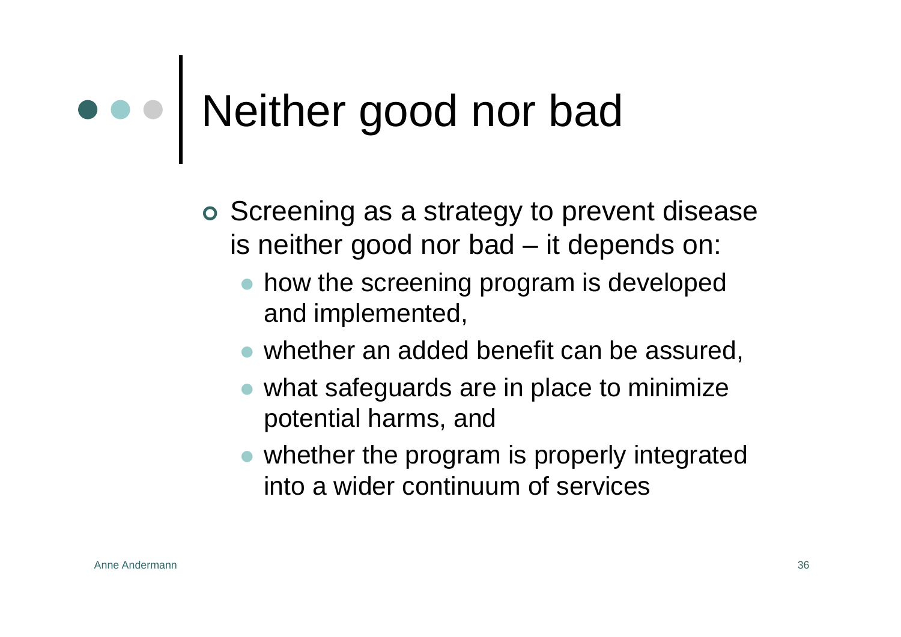# Neither good nor bad

- Screening as a strategy to prevent disease is neither good nor bad – it depends on:
  - how the screening program is developed and implemented,
  - whether an added benefit can be assured,
  - what safeguards are in place to minimize potential harms, and
  - whether the program is properly integrated into a wider continuum of services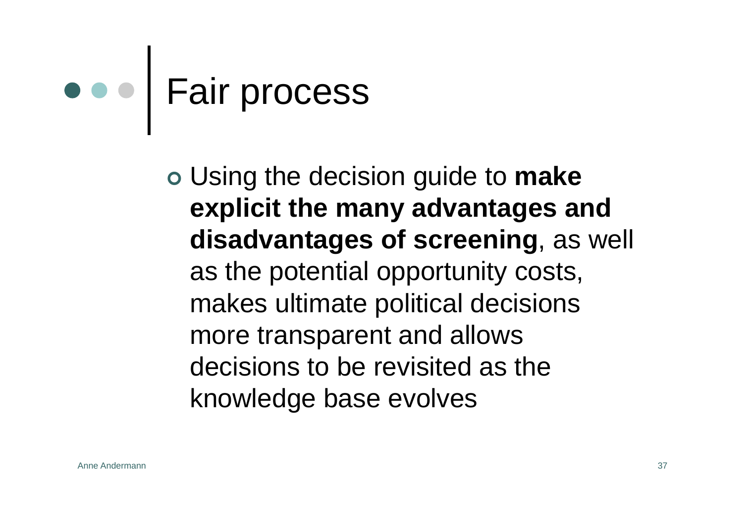# Fair process

- Using the decision guide to **make explicit the many advantages and disadvantages of screening**, as well as the potential opportunity costs, makes ultimate political decisions more transparent and allows decisions to be revisited as the knowledge base evolves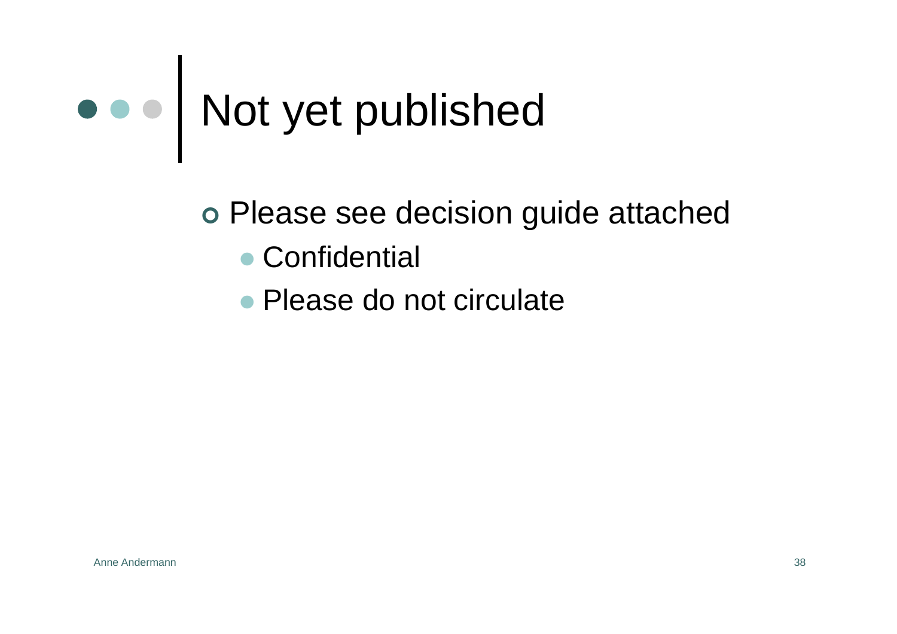# Not yet published

- Please see decision guide attached
  - Confidential
  - Please do not circulate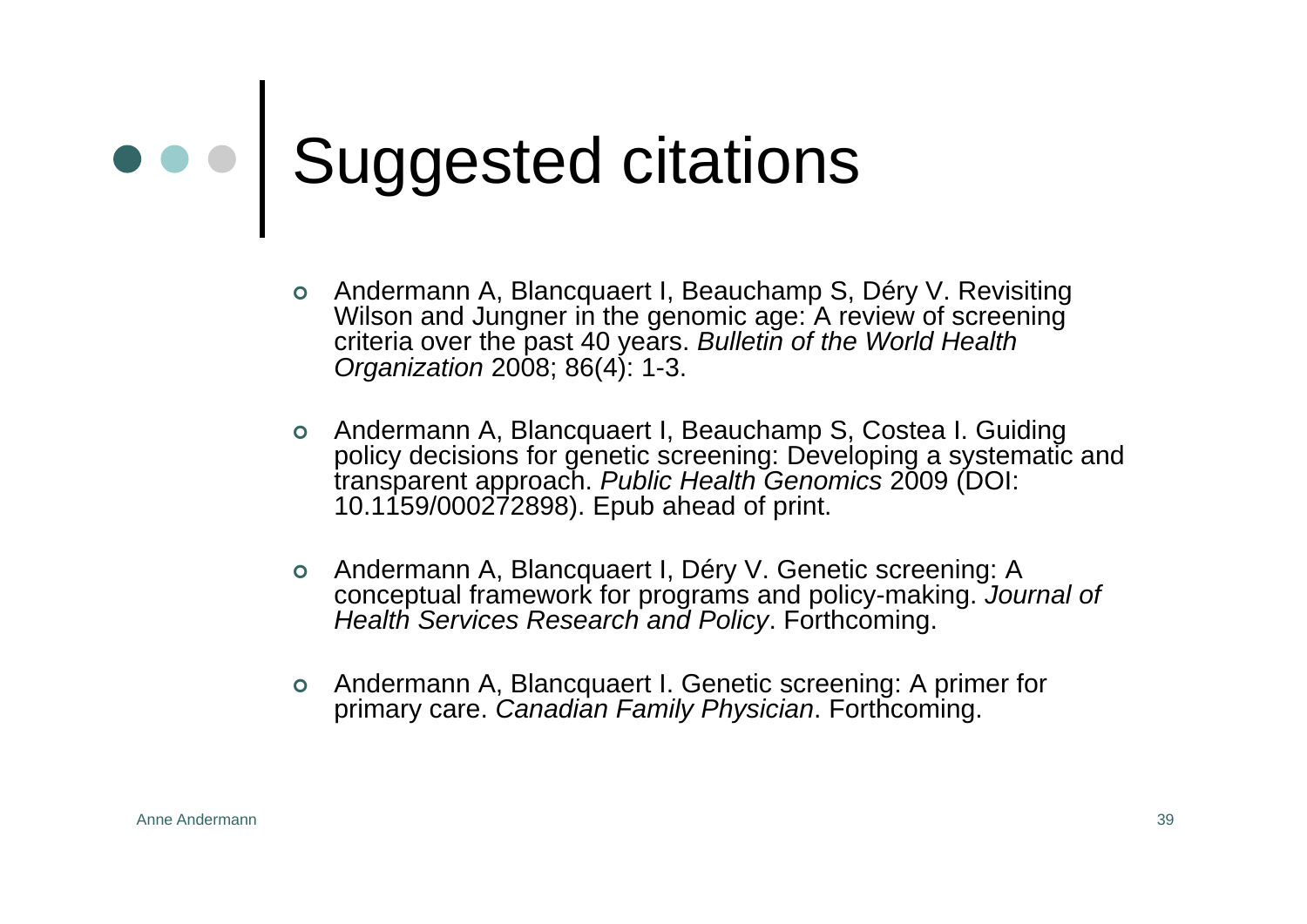# Suggested citations

- Andermann A, Blancquaert I, Beauchamp S, Déry V. Revisiting Wilson and Jungner in the genomic age: A review of screening criteria over the past 40 years. *Bulletin of the World Health Organization* 2008; 86(4): 1-3.

- Andermann A, Blancquaert I, Beauchamp S, Costea I. Guiding policy decisions for genetic screening: Developing a systematic and transparent approach. *Public Health Genomics* 2009 (DOI: 10.1159/000272898). Epub ahead of print.

- Andermann A, Blancquaert I, Déry V. Genetic screening: A conceptual framework for programs and policy-making. *Journal of Health Services Research and Policy*. Forthcoming.

- Andermann A, Blancquaert I. Genetic screening: A primer for primary care. *Canadian Family Physician*. Forthcoming.